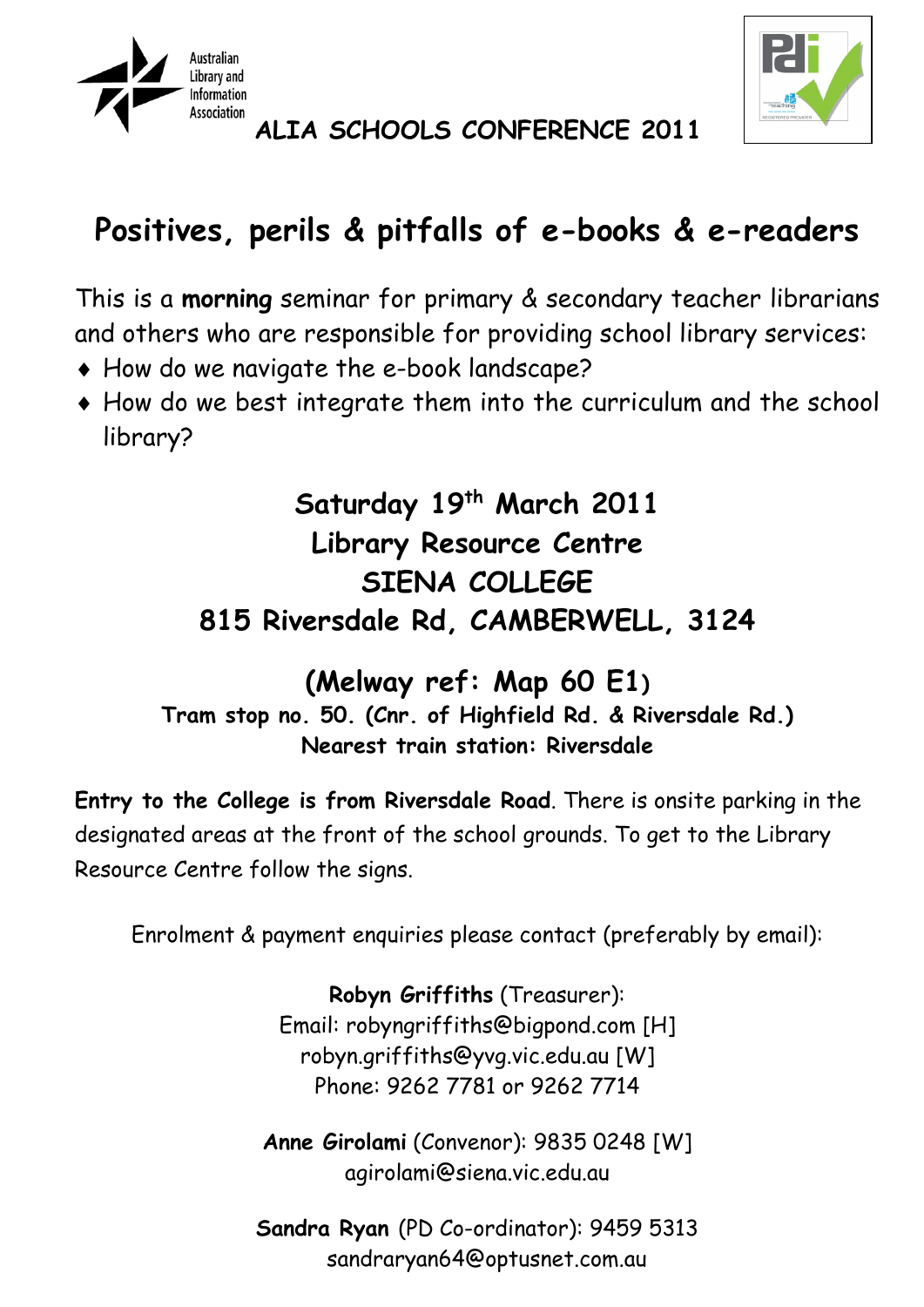Australian Library and Information Association

**ALIA SCHOOLS CONFERENCE 2011**

# Positives, perils & pitfalls of e-books & e-readers

This is a **morning** seminar for primary & secondary teacher librarians and others who are responsible for providing school library services:

- How do we navigate the e-book landscape?
- How do we best integrate them into the curriculum and the school library?

## Saturday 19th March 2011
## Library Resource Centre
## SIENA COLLEGE
## 815 Riversdale Rd, CAMBERWELL, 3124

## (Melway ref: Map 60 E1)

**Tram stop no. 50. (Cnr. of Highfield Rd. & Riversdale Rd.)**
**Nearest train station: Riversdale**

**Entry to the College is from Riversdale Road**. There is onsite parking in the designated areas at the front of the school grounds. To get to the Library Resource Centre follow the signs.

Enrolment & payment enquiries please contact (preferably by email):

**Robyn Griffiths** (Treasurer):
Email: robyngriffiths@bigpond.com [H]
robyn.griffiths@yvg.vic.edu.au [W]
Phone: 9262 7781 or 9262 7714

**Anne Girolami** (Convenor): 9835 0248 [W]
agirolami@siena.vic.edu.au

**Sandra Ryan** (PD Co-ordinator): 9459 5313
sandraryan64@optusnet.com.au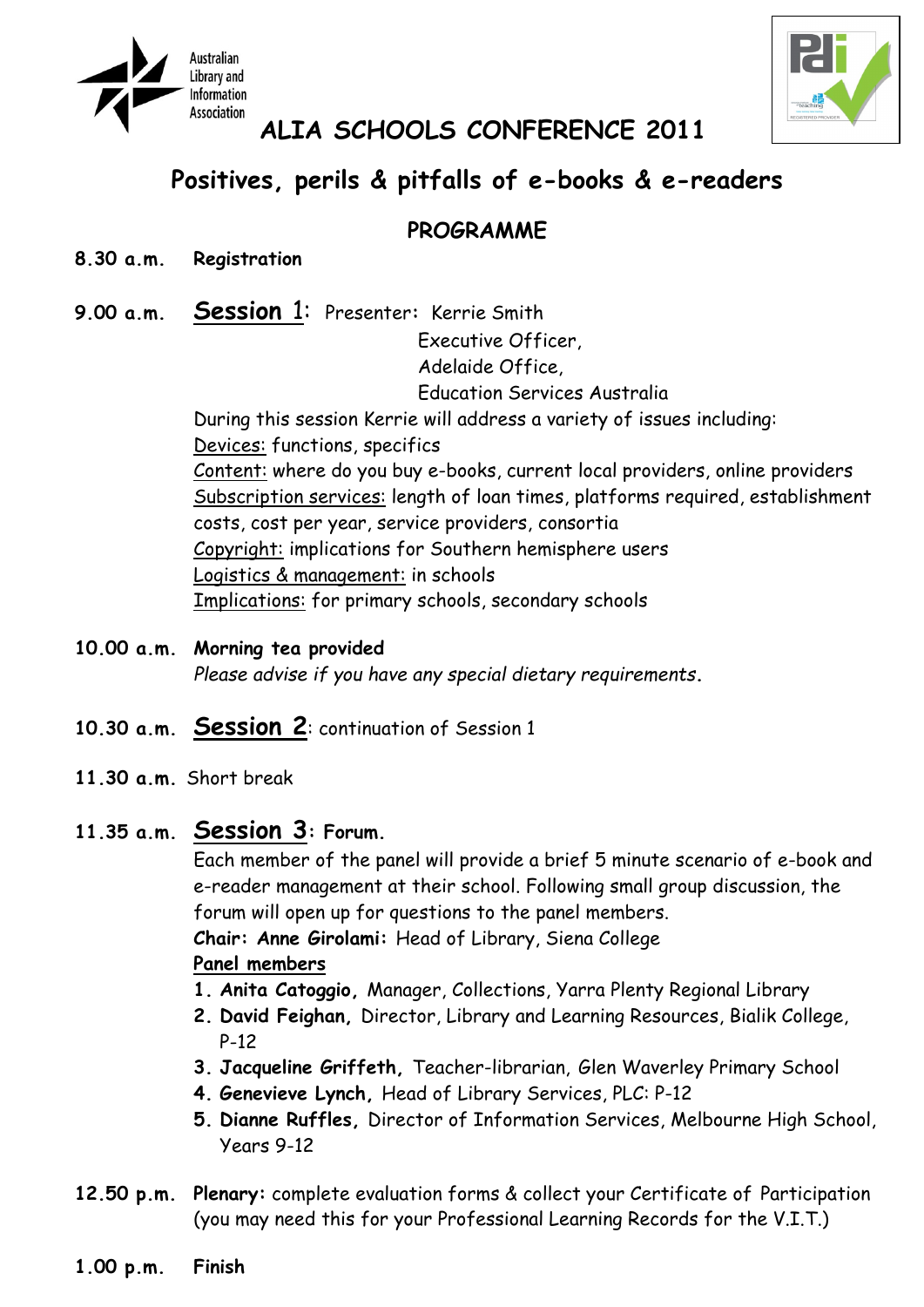Australian Library and Information Association

# ALIA SCHOOLS CONFERENCE 2011

## Positives, perils & pitfalls of e-books & e-readers

### PROGRAMME

**8.30 a.m.** **Registration**

**9.00 a.m.** **Session 1**: Presenter: Kerrie Smith
Executive Officer,
Adelaide Office,
Education Services Australia

During this session Kerrie will address a variety of issues including:

Devices: functions, specifics

Content: where do you buy e-books, current local providers, online providers

Subscription services: length of loan times, platforms required, establishment costs, cost per year, service providers, consortia

Copyright: implications for Southern hemisphere users

Logistics & management: in schools

Implications: for primary schools, secondary schools

**10.00 a.m.** **Morning tea provided**
*Please advise if you have any special dietary requirements.*

**10.30 a.m.** **Session 2**: continuation of Session 1

**11.30 a.m.** Short break

**11.35 a.m.** **Session 3: Forum.**

Each member of the panel will provide a brief 5 minute scenario of e-book and e-reader management at their school. Following small group discussion, the forum will open up for questions to the panel members.

**Chair: Anne Girolami:** Head of Library, Siena College

**Panel members**

1. **Anita Catoggio,** Manager, Collections, Yarra Plenty Regional Library
2. **David Feighan,** Director, Library and Learning Resources, Bialik College, P-12
3. **Jacqueline Griffeth,** Teacher-librarian, Glen Waverley Primary School
4. **Genevieve Lynch,** Head of Library Services, PLC: P-12
5. **Dianne Ruffles,** Director of Information Services, Melbourne High School, Years 9-12

**12.50 p.m.** **Plenary:** complete evaluation forms & collect your Certificate of Participation (you may need this for your Professional Learning Records for the V.I.T.)

**1.00 p.m.** **Finish**